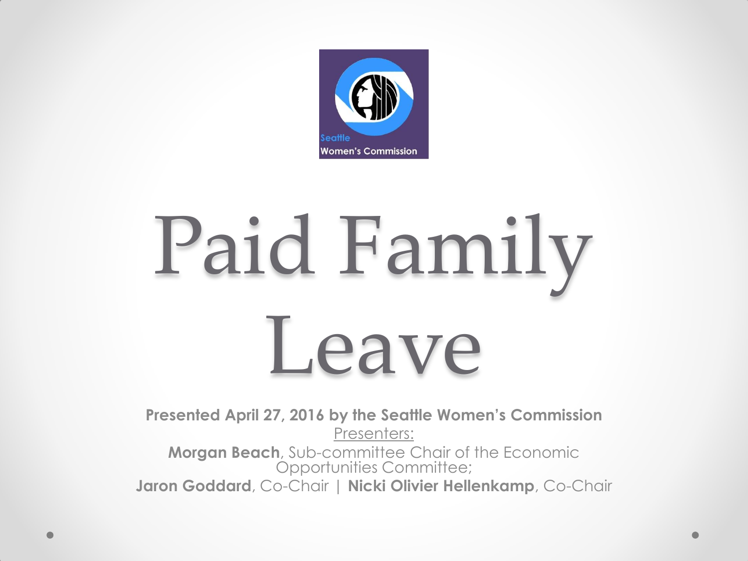Seattle Women's Commission

# Paid Family Leave

**Presented April 27, 2016 by the Seattle Women's Commission**

Presenters:

**Morgan Beach**, Sub-committee Chair of the Economic Opportunities Committee;

**Jaron Goddard**, Co-Chair | **Nicki Olivier Hellenkamp**, Co-Chair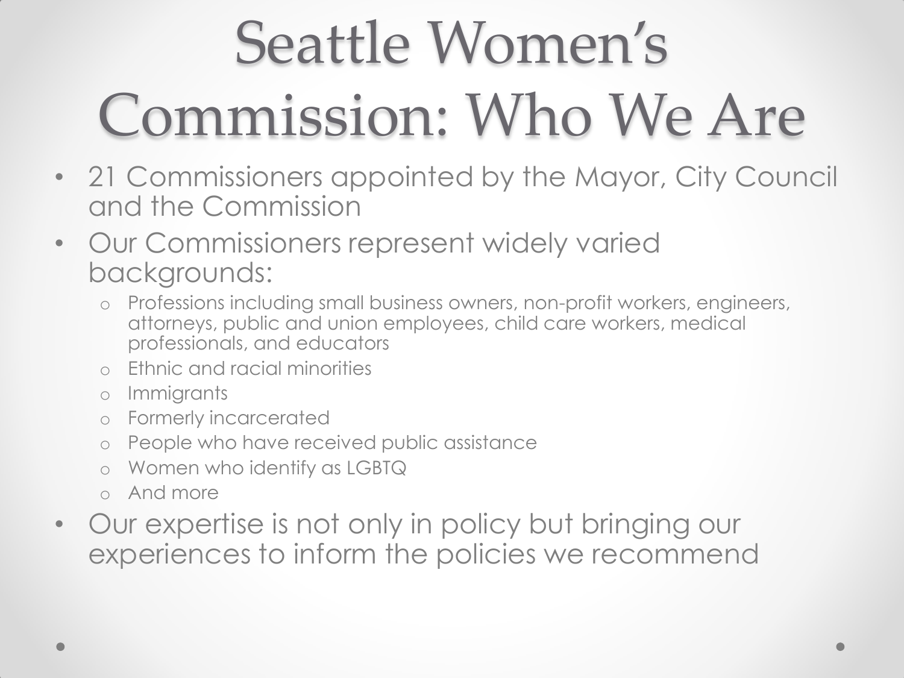# Seattle Women's Commission: Who We Are

- 21 Commissioners appointed by the Mayor, City Council and the Commission
- Our Commissioners represent widely varied backgrounds:
  - Professions including small business owners, non-profit workers, engineers, attorneys, public and union employees, child care workers, medical professionals, and educators
  - Ethnic and racial minorities
  - Immigrants
  - Formerly incarcerated
  - People who have received public assistance
  - Women who identify as LGBTQ
  - And more
- Our expertise is not only in policy but bringing our experiences to inform the policies we recommend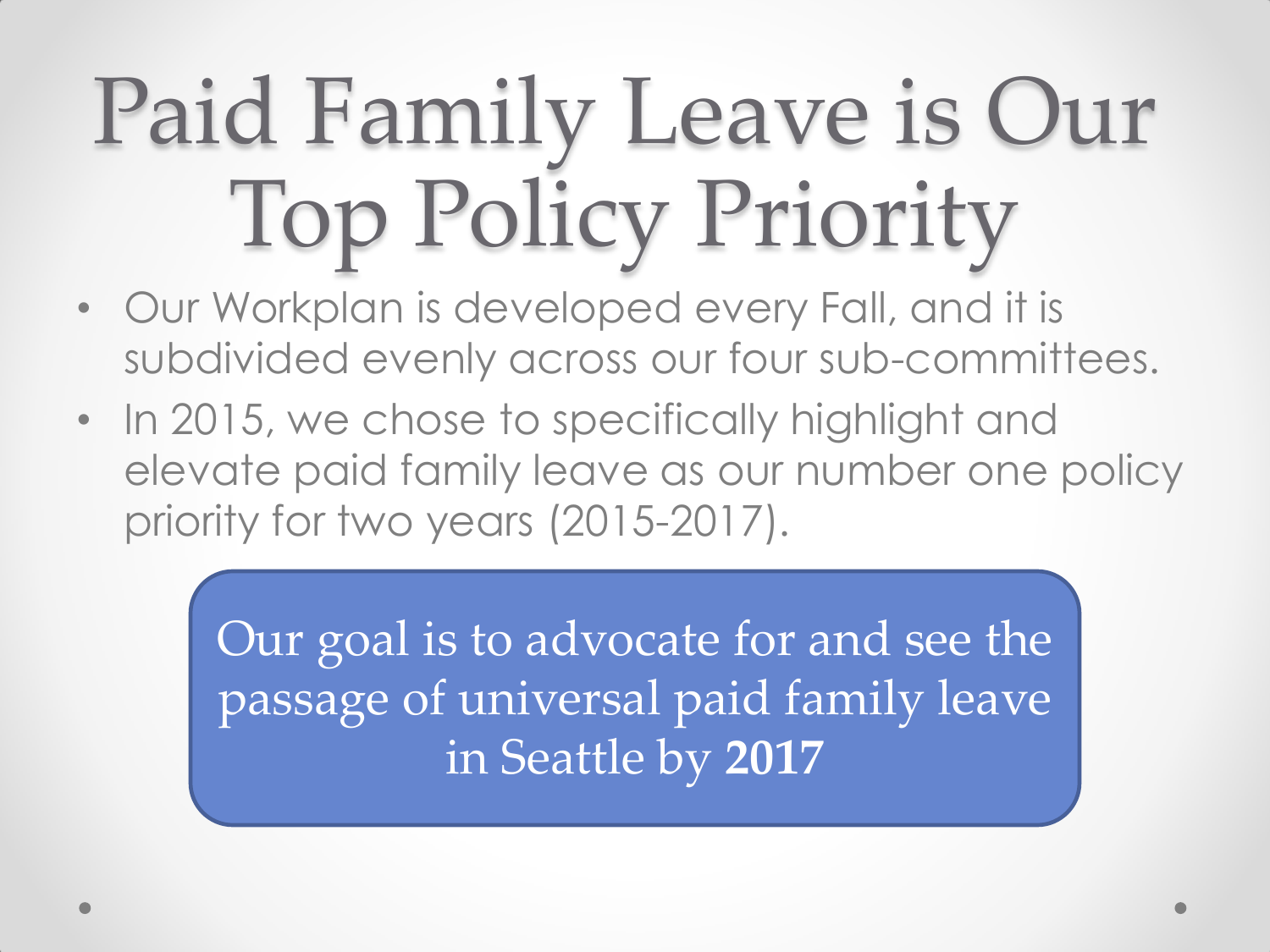# Paid Family Leave is Our Top Policy Priority

- Our Workplan is developed every Fall, and it is subdivided evenly across our four sub-committees.
- In 2015, we chose to specifically highlight and elevate paid family leave as our number one policy priority for two years (2015-2017).

Our goal is to advocate for and see the passage of universal paid family leave in Seattle by **2017**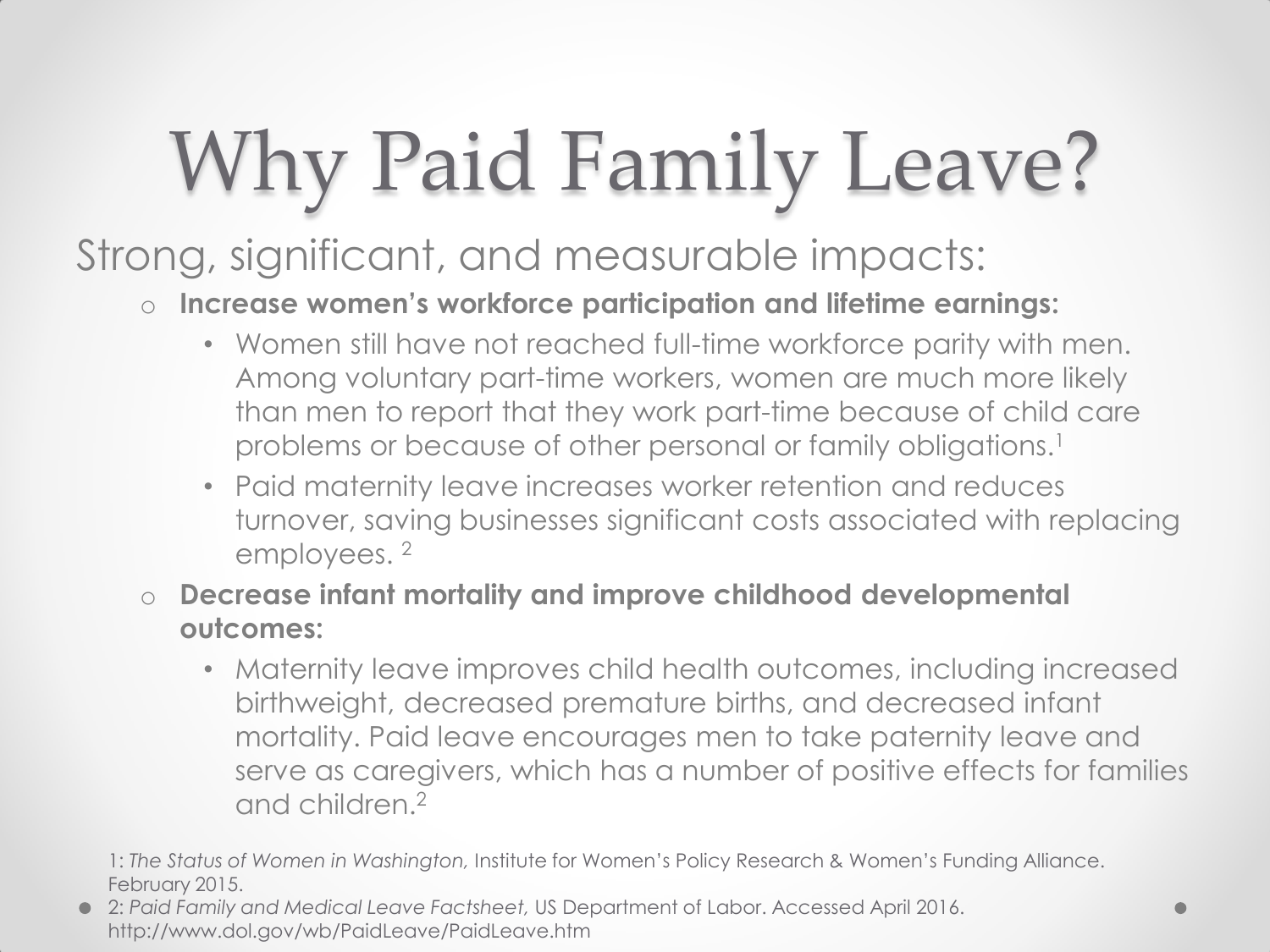# Why Paid Family Leave?

Strong, significant, and measurable impacts:

- **Increase women's workforce participation and lifetime earnings:**
  - Women still have not reached full-time workforce parity with men. Among voluntary part-time workers, women are much more likely than men to report that they work part-time because of child care problems or because of other personal or family obligations.[1]
  - Paid maternity leave increases worker retention and reduces turnover, saving businesses significant costs associated with replacing employees. [2]
- **Decrease infant mortality and improve childhood developmental outcomes:**
  - Maternity leave improves child health outcomes, including increased birthweight, decreased premature births, and decreased infant mortality. Paid leave encourages men to take paternity leave and serve as caregivers, which has a number of positive effects for families and children.[2]

1: *The Status of Women in Washington,* Institute for Women's Policy Research & Women's Funding Alliance. February 2015.

2: *Paid Family and Medical Leave Factsheet,* US Department of Labor. Accessed April 2016. http://www.dol.gov/wb/PaidLeave/PaidLeave.htm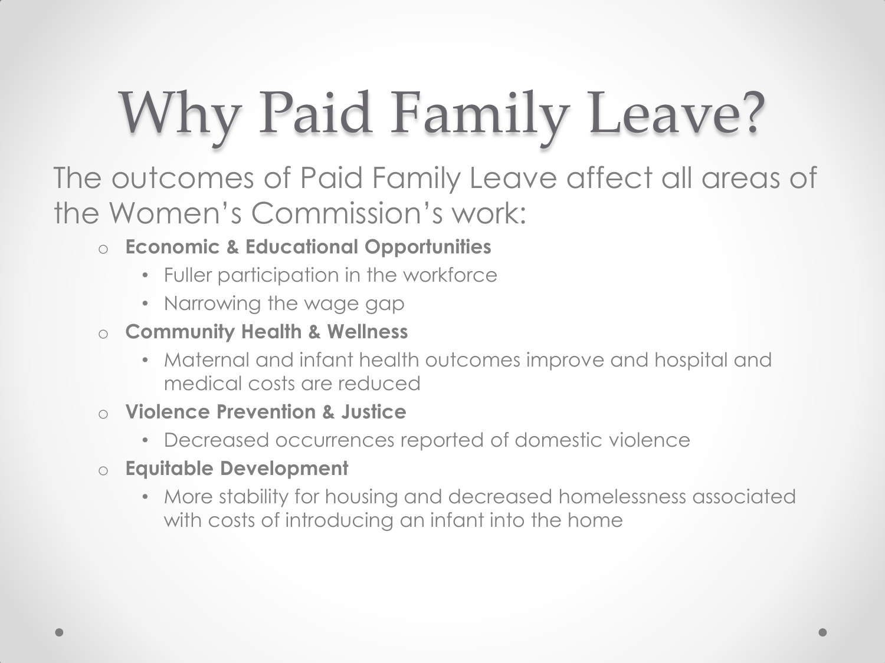# Why Paid Family Leave?

The outcomes of Paid Family Leave affect all areas of the Women's Commission's work:

- **Economic & Educational Opportunities**
  - Fuller participation in the workforce
  - Narrowing the wage gap
- **Community Health & Wellness**
  - Maternal and infant health outcomes improve and hospital and medical costs are reduced
- **Violence Prevention & Justice**
  - Decreased occurrences reported of domestic violence
- **Equitable Development**
  - More stability for housing and decreased homelessness associated with costs of introducing an infant into the home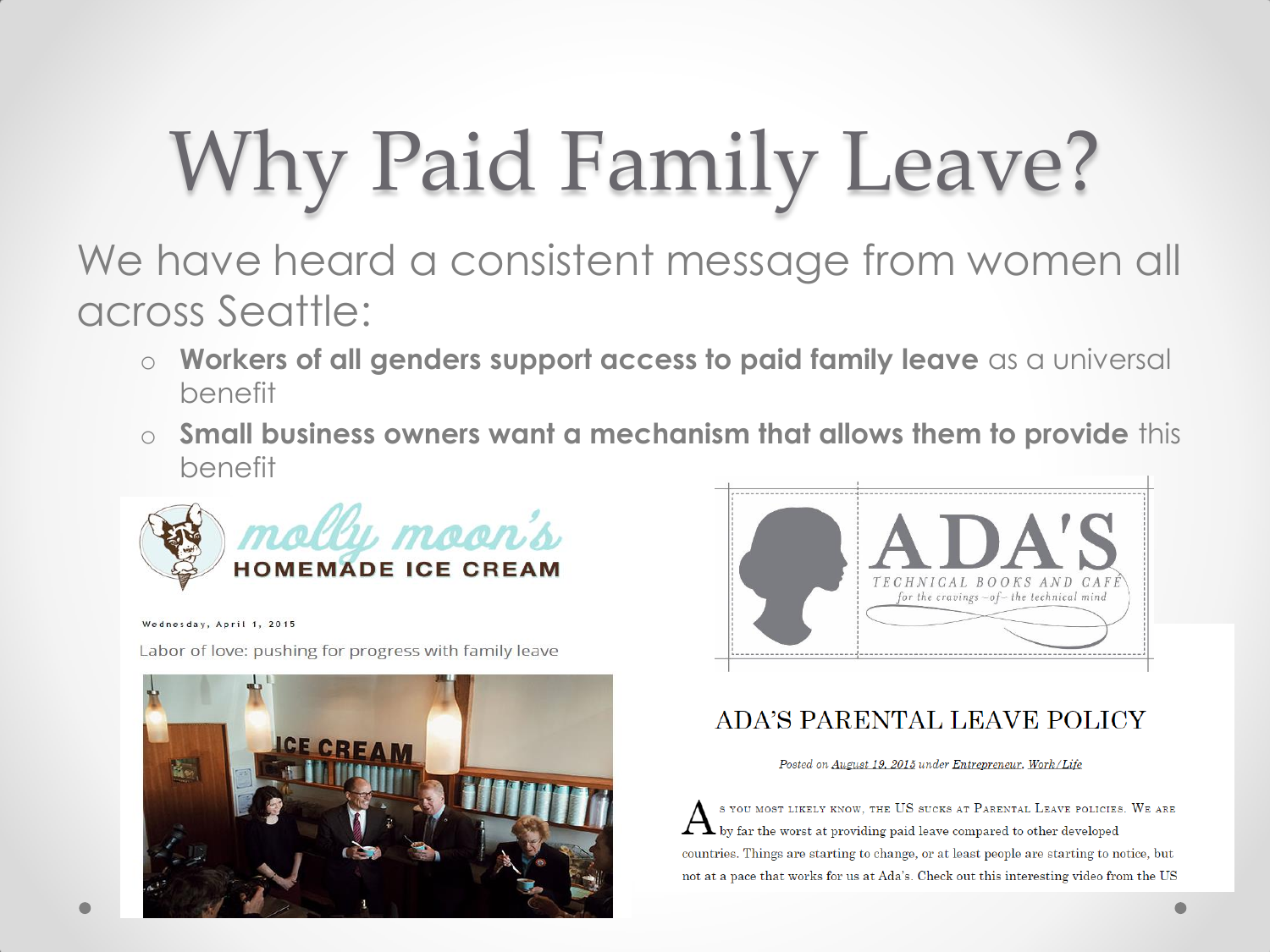# Why Paid Family Leave?

We have heard a consistent message from women all across Seattle:

- **Workers of all genders support access to paid family leave** as a universal benefit
- **Small business owners want a mechanism that allows them to provide** this benefit

molly moon's HOMEMADE ICE CREAM

Wednesday, April 1, 2015

Labor of love: pushing for progress with family leave

ADA'S TECHNICAL BOOKS AND CAFE *for the cravings of the technical mind*

## ADA'S PARENTAL LEAVE POLICY

*Posted on August 19, 2015 under Entrepreneur, Work/Life*

As you most likely know, the US sucks at Parental Leave policies. We are by far the worst at providing paid leave compared to other developed countries. Things are starting to change, or at least people are starting to notice, but not at a pace that works for us at Ada's. Check out this interesting video from the US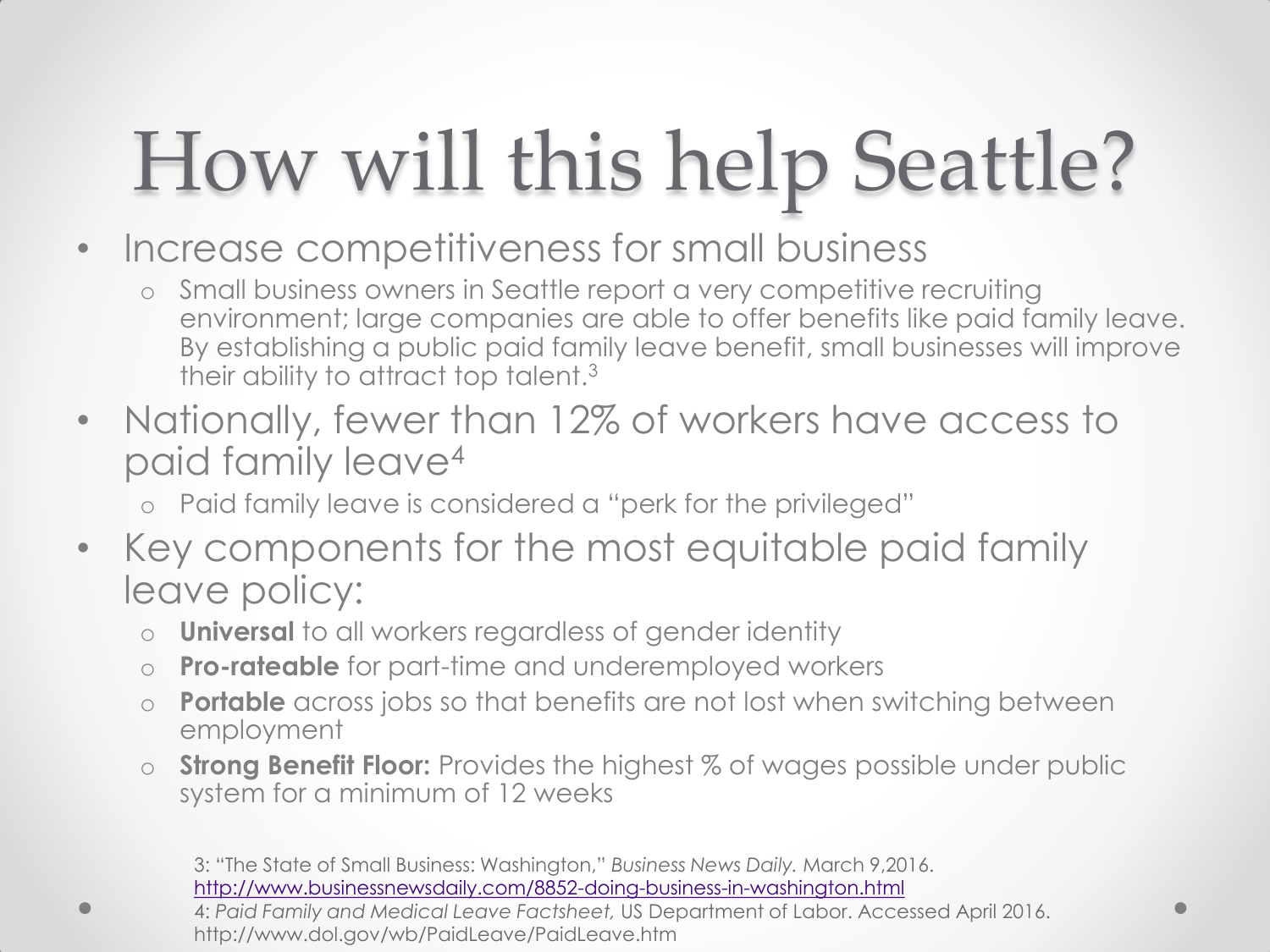# How will this help Seattle?

- Increase competitiveness for small business
  - Small business owners in Seattle report a very competitive recruiting environment; large companies are able to offer benefits like paid family leave. By establishing a public paid family leave benefit, small businesses will improve their ability to attract top talent.[3]
- Nationally, fewer than 12% of workers have access to paid family leave[4]
  - Paid family leave is considered a "perk for the privileged"
- Key components for the most equitable paid family leave policy:
  - **Universal** to all workers regardless of gender identity
  - **Pro-rateable** for part-time and underemployed workers
  - **Portable** across jobs so that benefits are not lost when switching between employment
  - **Strong Benefit Floor:** Provides the highest % of wages possible under public system for a minimum of 12 weeks

3: "The State of Small Business: Washington," *Business News Daily.* March 9,2016. http://www.businessnewsdaily.com/8852-doing-business-in-washington.html

4: *Paid Family and Medical Leave Factsheet,* US Department of Labor. Accessed April 2016. http://www.dol.gov/wb/PaidLeave/PaidLeave.htm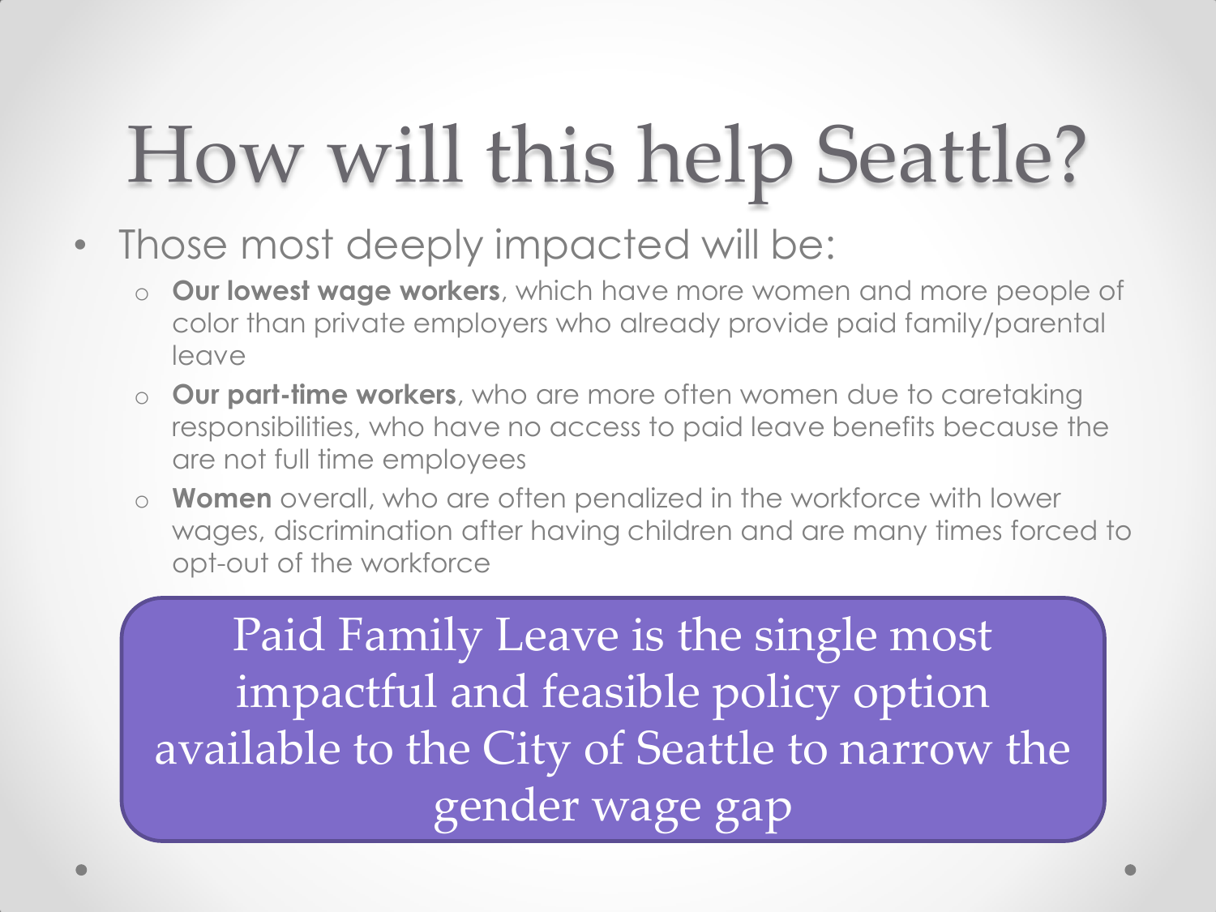# How will this help Seattle?

- Those most deeply impacted will be:
  - **Our lowest wage workers**, which have more women and more people of color than private employers who already provide paid family/parental leave
  - **Our part-time workers**, who are more often women due to caretaking responsibilities, who have no access to paid leave benefits because the are not full time employees
  - **Women** overall, who are often penalized in the workforce with lower wages, discrimination after having children and are many times forced to opt-out of the workforce

Paid Family Leave is the single most impactful and feasible policy option available to the City of Seattle to narrow the gender wage gap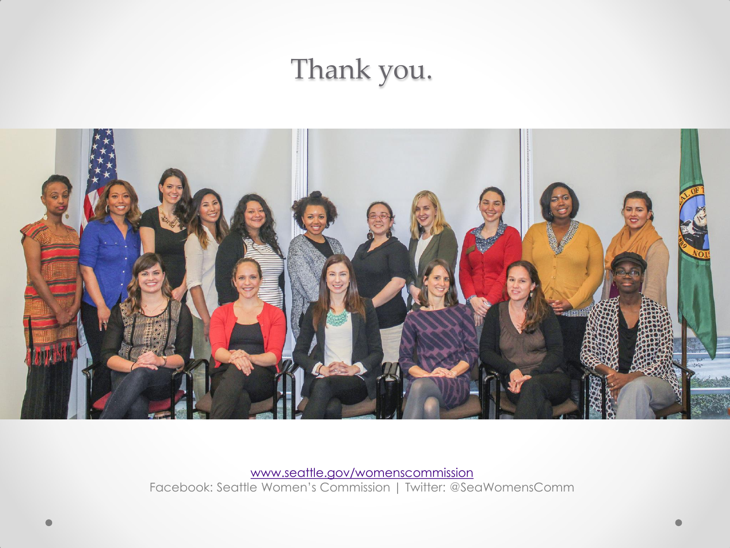# Thank you.

www.seattle.gov/womenscommission

Facebook: Seattle Women's Commission | Twitter: @SeaWomensComm